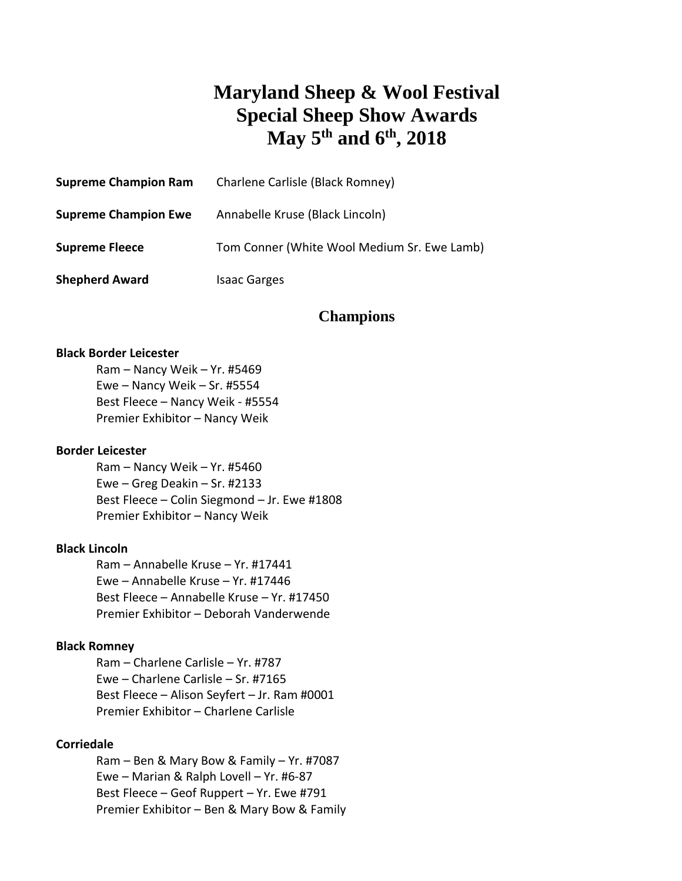# Maryland Sheep & Wool Festival
# Special Sheep Show Awards
# May 5th and 6th, 2018

**Supreme Champion Ram** Charlene Carlisle (Black Romney)

**Supreme Champion Ewe** Annabelle Kruse (Black Lincoln)

**Supreme Fleece** Tom Conner (White Wool Medium Sr. Ewe Lamb)

**Shepherd Award** Isaac Garges

## Champions

**Black Border Leicester**

- Ram – Nancy Weik – Yr. #5469
- Ewe – Nancy Weik – Sr. #5554
- Best Fleece – Nancy Weik - #5554
- Premier Exhibitor – Nancy Weik

**Border Leicester**

- Ram – Nancy Weik – Yr. #5460
- Ewe – Greg Deakin – Sr. #2133
- Best Fleece – Colin Siegmond – Jr. Ewe #1808
- Premier Exhibitor – Nancy Weik

**Black Lincoln**

- Ram – Annabelle Kruse – Yr. #17441
- Ewe – Annabelle Kruse – Yr. #17446
- Best Fleece – Annabelle Kruse – Yr. #17450
- Premier Exhibitor – Deborah Vanderwende

**Black Romney**

- Ram – Charlene Carlisle – Yr. #787
- Ewe – Charlene Carlisle – Sr. #7165
- Best Fleece – Alison Seyfert – Jr. Ram #0001
- Premier Exhibitor – Charlene Carlisle

**Corriedale**

- Ram – Ben & Mary Bow & Family – Yr. #7087
- Ewe – Marian & Ralph Lovell – Yr. #6-87
- Best Fleece – Geof Ruppert – Yr. Ewe #791
- Premier Exhibitor – Ben & Mary Bow & Family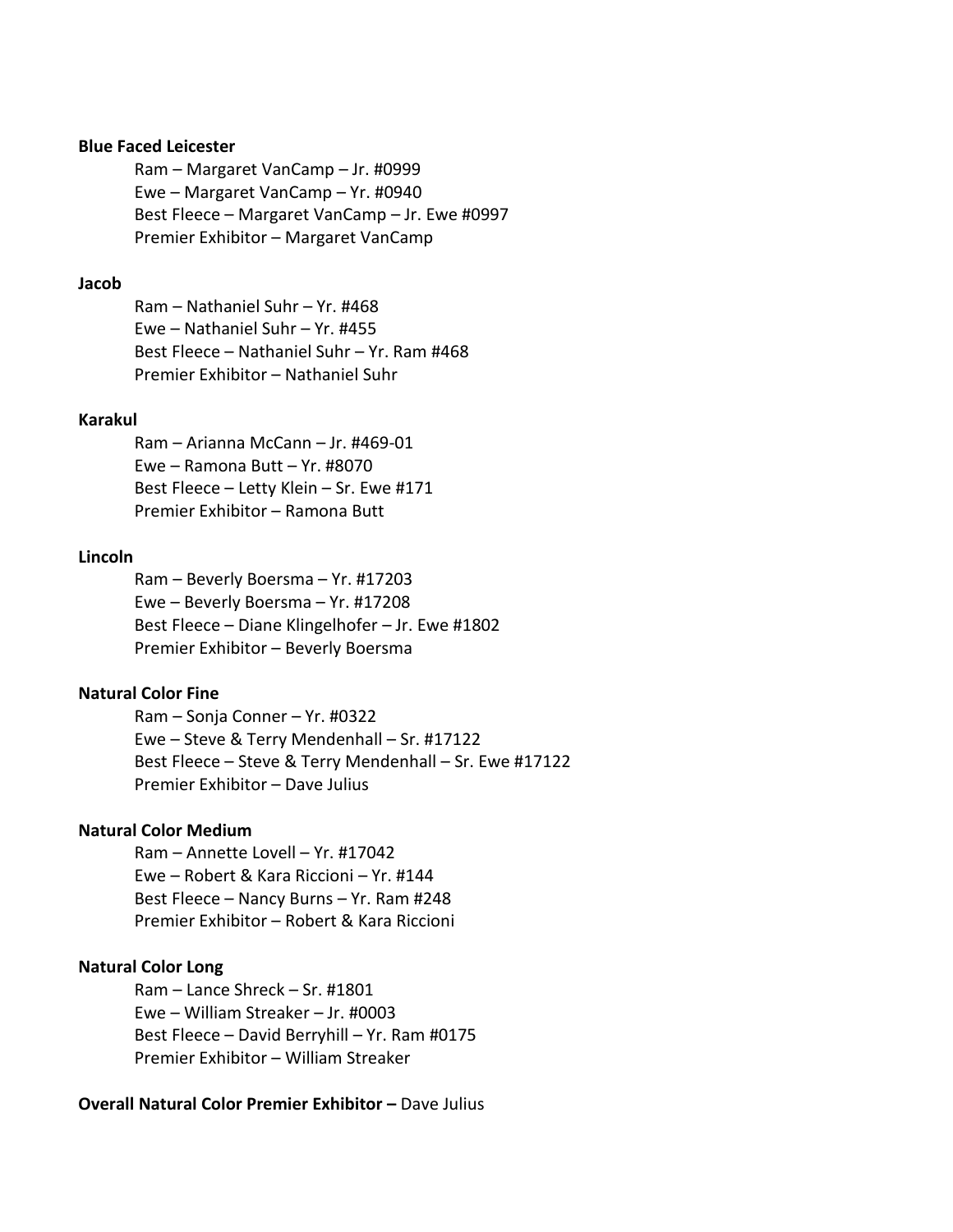**Blue Faced Leicester**

Ram – Margaret VanCamp – Jr. #0999
Ewe – Margaret VanCamp – Yr. #0940
Best Fleece – Margaret VanCamp – Jr. Ewe #0997
Premier Exhibitor – Margaret VanCamp

**Jacob**

Ram – Nathaniel Suhr – Yr. #468
Ewe – Nathaniel Suhr – Yr. #455
Best Fleece – Nathaniel Suhr – Yr. Ram #468
Premier Exhibitor – Nathaniel Suhr

**Karakul**

Ram – Arianna McCann – Jr. #469-01
Ewe – Ramona Butt – Yr. #8070
Best Fleece – Letty Klein – Sr. Ewe #171
Premier Exhibitor – Ramona Butt

**Lincoln**

Ram – Beverly Boersma – Yr. #17203
Ewe – Beverly Boersma – Yr. #17208
Best Fleece – Diane Klingelhofer – Jr. Ewe #1802
Premier Exhibitor – Beverly Boersma

**Natural Color Fine**

Ram – Sonja Conner – Yr. #0322
Ewe – Steve & Terry Mendenhall – Sr. #17122
Best Fleece – Steve & Terry Mendenhall – Sr. Ewe #17122
Premier Exhibitor – Dave Julius

**Natural Color Medium**

Ram – Annette Lovell – Yr. #17042
Ewe – Robert & Kara Riccioni – Yr. #144
Best Fleece – Nancy Burns – Yr. Ram #248
Premier Exhibitor – Robert & Kara Riccioni

**Natural Color Long**

Ram – Lance Shreck – Sr. #1801
Ewe – William Streaker – Jr. #0003
Best Fleece – David Berryhill – Yr. Ram #0175
Premier Exhibitor – William Streaker

**Overall Natural Color Premier Exhibitor –** Dave Julius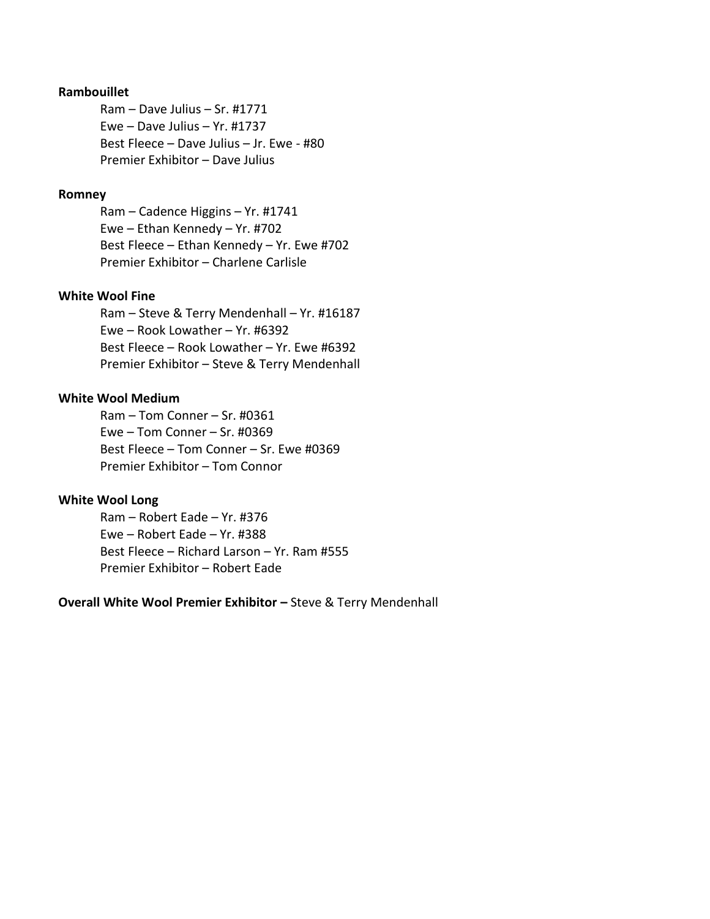**Rambouillet**

Ram – Dave Julius – Sr. #1771
Ewe – Dave Julius – Yr. #1737
Best Fleece – Dave Julius – Jr. Ewe - #80
Premier Exhibitor – Dave Julius

**Romney**

Ram – Cadence Higgins – Yr. #1741
Ewe – Ethan Kennedy – Yr. #702
Best Fleece – Ethan Kennedy – Yr. Ewe #702
Premier Exhibitor – Charlene Carlisle

**White Wool Fine**

Ram – Steve & Terry Mendenhall – Yr. #16187
Ewe – Rook Lowather – Yr. #6392
Best Fleece – Rook Lowather – Yr. Ewe #6392
Premier Exhibitor – Steve & Terry Mendenhall

**White Wool Medium**

Ram – Tom Conner – Sr. #0361
Ewe – Tom Conner – Sr. #0369
Best Fleece – Tom Conner – Sr. Ewe #0369
Premier Exhibitor – Tom Connor

**White Wool Long**

Ram – Robert Eade – Yr. #376
Ewe – Robert Eade – Yr. #388
Best Fleece – Richard Larson – Yr. Ram #555
Premier Exhibitor – Robert Eade

**Overall White Wool Premier Exhibitor –** Steve & Terry Mendenhall